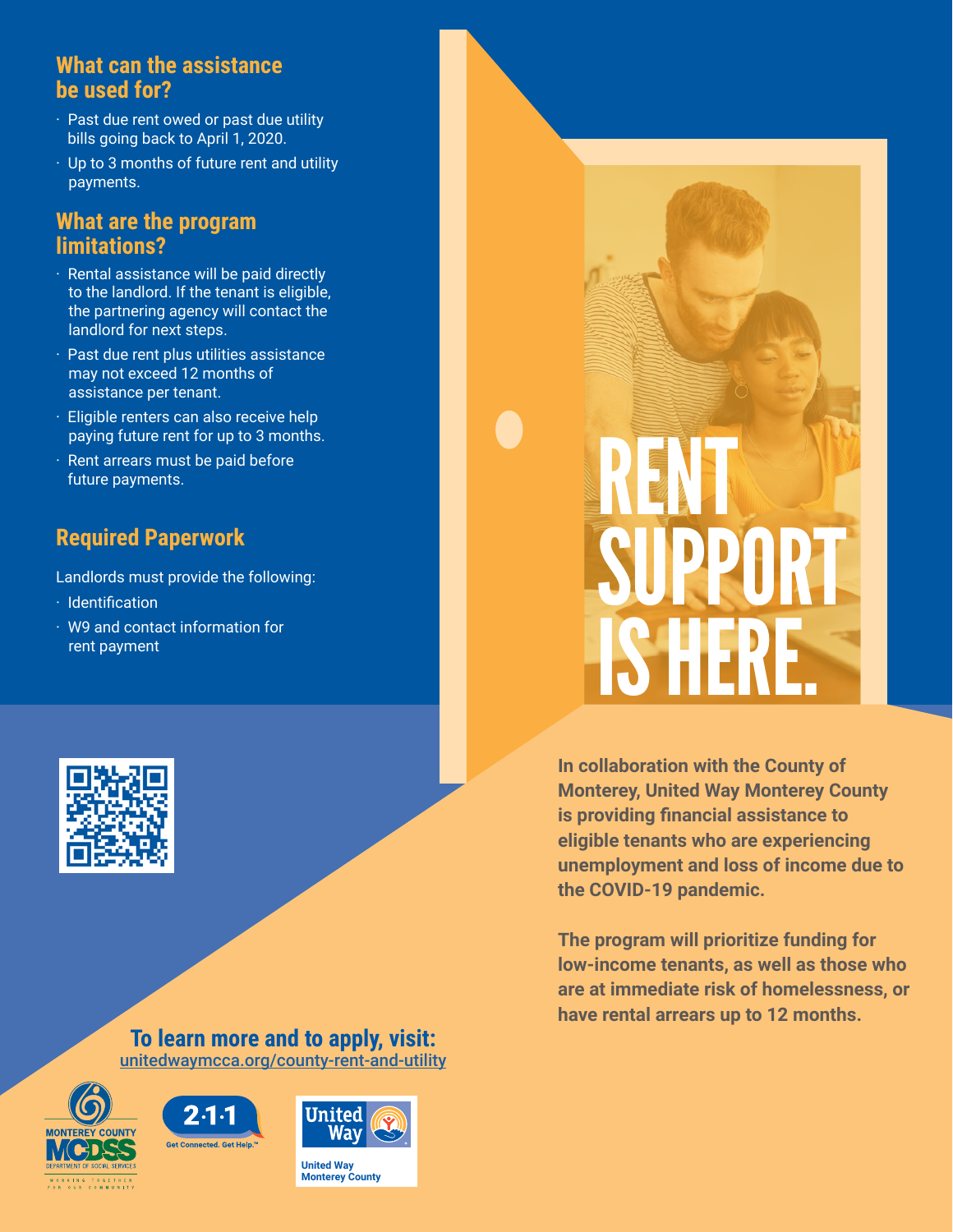# RENT SUPPORT IS HERE.

**In collaboration with the County of Monterey, United Way Monterey County is providing financial assistance to eligible tenants who are experiencing unemployment and loss of income due to the COVID-19 pandemic.**

**The program will prioritize funding for low-income tenants, as well as those who are at immediate risk of homelessness, or have rental arrears up to 12 months.**

## What can the assistance be used for?

- Past due rent owed or past due utility bills going back to April 1, 2020.
- Up to 3 months of future rent and utility payments.

## What are the program limitations?

- Rental assistance will be paid directly to the landlord. If the tenant is eligible, the partnering agency will contact the landlord for next steps.
- Past due rent plus utilities assistance may not exceed 12 months of assistance per tenant.
- Eligible renters can also receive help paying future rent for up to 3 months.
- Rent arrears must be paid before future payments.

## Required Paperwork

Landlords must provide the following:

- Identification
- W9 and contact information for rent payment

**To learn more and to apply, visit:**
unitedwaymcca.org/county-rent-and-utility

MONTEREY COUNTY MCDSS DEPARTMENT OF SOCIAL SERVICES — WORKING TOGETHER FOR OUR COMMUNITY

2·1·1 Get Connected. Get Help.™

United Way Monterey County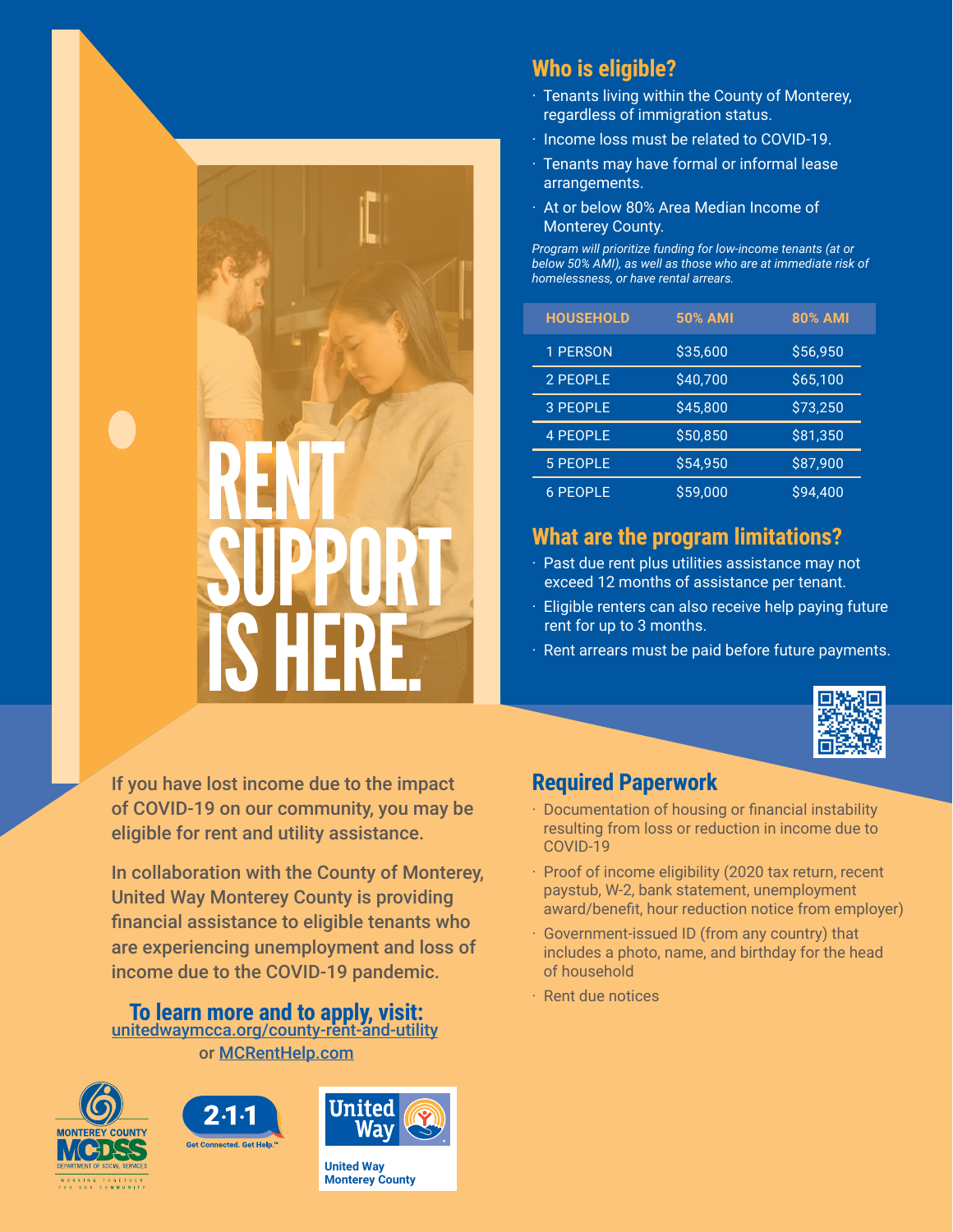# RENT SUPPORT IS HERE.

If you have lost income due to the impact of COVID-19 on our community, you may be eligible for rent and utility assistance.

In collaboration with the County of Monterey, United Way Monterey County is providing financial assistance to eligible tenants who are experiencing unemployment and loss of income due to the COVID-19 pandemic.

**To learn more and to apply, visit:**
unitedwaymcca.org/county-rent-and-utility
or MCRentHelp.com

## Who is eligible?

- Tenants living within the County of Monterey, regardless of immigration status.
- Income loss must be related to COVID-19.
- Tenants may have formal or informal lease arrangements.
- At or below 80% Area Median Income of Monterey County.

*Program will prioritize funding for low-income tenants (at or below 50% AMI), as well as those who are at immediate risk of homelessness, or have rental arrears.*

| HOUSEHOLD | 50% AMI | 80% AMI |
|---|---|---|
| 1 PERSON | $35,600 | $56,950 |
| 2 PEOPLE | $40,700 | $65,100 |
| 3 PEOPLE | $45,800 | $73,250 |
| 4 PEOPLE | $50,850 | $81,350 |
| 5 PEOPLE | $54,950 | $87,900 |
| 6 PEOPLE | $59,000 | $94,400 |

## What are the program limitations?

- Past due rent plus utilities assistance may not exceed 12 months of assistance per tenant.
- Eligible renters can also receive help paying future rent for up to 3 months.
- Rent arrears must be paid before future payments.

## Required Paperwork

- Documentation of housing or financial instability resulting from loss or reduction in income due to COVID-19
- Proof of income eligibility (2020 tax return, recent paystub, W-2, bank statement, unemployment award/benefit, hour reduction notice from employer)
- Government-issued ID (from any country) that includes a photo, name, and birthday for the head of household
- Rent due notices

MONTEREY COUNTY MCDSS DEPARTMENT OF SOCIAL SERVICES — WORKING TOGETHER FOR OUR COMMUNITY

2·1·1 Get Connected. Get Help.

United Way Monterey County